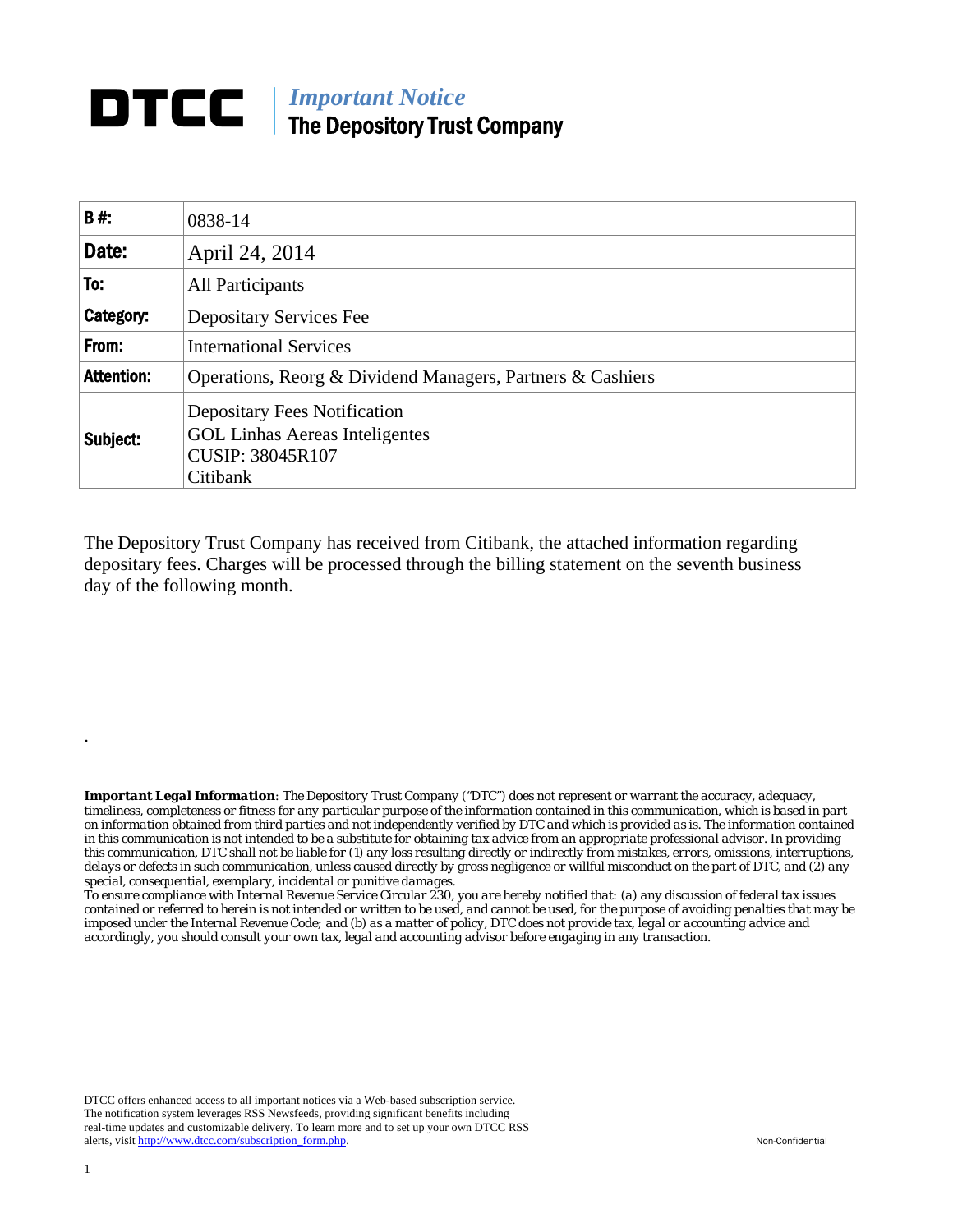# DTCC | *Important Notice* The Depository Trust Company

| | |
|---|---|
| **B #:** | 0838-14 |
| **Date:** | April 24, 2014 |
| **To:** | All Participants |
| **Category:** | Depositary Services Fee |
| **From:** | International Services |
| **Attention:** | Operations, Reorg & Dividend Managers, Partners & Cashiers |
| **Subject:** | Depositary Fees Notification<br>GOL Linhas Aereas Inteligentes<br>CUSIP: 38045R107<br>Citibank |

The Depository Trust Company has received from Citibank, the attached information regarding depositary fees. Charges will be processed through the billing statement on the seventh business day of the following month.

.

***Important Legal Information**: The Depository Trust Company ("DTC") does not represent or warrant the accuracy, adequacy, timeliness, completeness or fitness for any particular purpose of the information contained in this communication, which is based in part on information obtained from third parties and not independently verified by DTC and which is provided as is. The information contained in this communication is not intended to be a substitute for obtaining tax advice from an appropriate professional advisor. In providing this communication, DTC shall not be liable for (1) any loss resulting directly or indirectly from mistakes, errors, omissions, interruptions, delays or defects in such communication, unless caused directly by gross negligence or willful misconduct on the part of DTC, and (2) any special, consequential, exemplary, incidental or punitive damages.*

*To ensure compliance with Internal Revenue Service Circular 230, you are hereby notified that: (a) any discussion of federal tax issues contained or referred to herein is not intended or written to be used, and cannot be used, for the purpose of avoiding penalties that may be imposed under the Internal Revenue Code; and (b) as a matter of policy, DTC does not provide tax, legal or accounting advice and accordingly, you should consult your own tax, legal and accounting advisor before engaging in any transaction.*

DTCC offers enhanced access to all important notices via a Web-based subscription service. The notification system leverages RSS Newsfeeds, providing significant benefits including real-time updates and customizable delivery. To learn more and to set up your own DTCC RSS alerts, visit http://www.dtcc.com/subscription_form.php.

Non-Confidential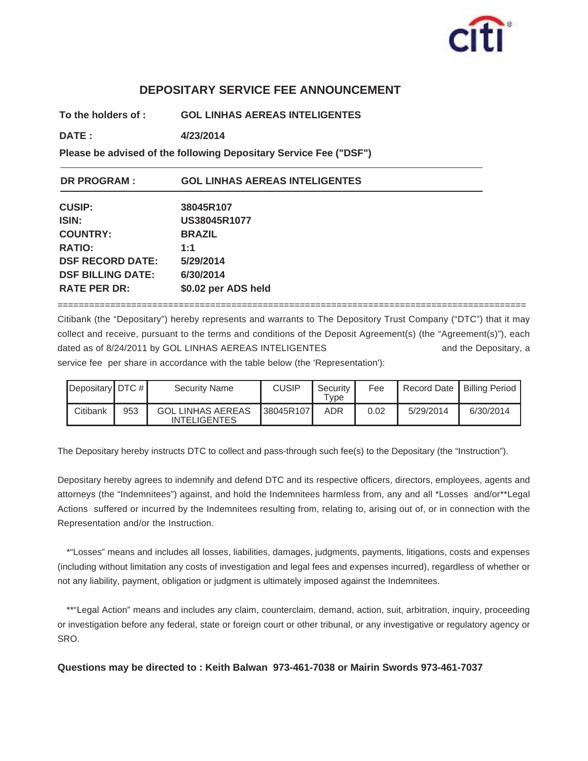# DEPOSITARY SERVICE FEE ANNOUNCEMENT

**To the holders of :** **GOL LINHAS AEREAS INTELIGENTES**

**DATE :** **4/23/2014**

**Please be advised of the following Depositary Service Fee ("DSF")**

---

**DR PROGRAM :** **GOL LINHAS AEREAS INTELIGENTES**

---

**CUSIP:** **38045R107**
**ISIN:** **US38045R1077**
**COUNTRY:** **BRAZIL**
**RATIO:** **1:1**
**DSF RECORD DATE:** **5/29/2014**
**DSF BILLING DATE:** **6/30/2014**
**RATE PER DR:** **$0.02 per ADS held**

==========================================================================================

Citibank (the "Depositary") hereby represents and warrants to The Depository Trust Company ("DTC") that it may collect and receive, pursuant to the terms and conditions of the Deposit Agreement(s) (the "Agreement(s)"), each dated as of 8/24/2011 by GOL LINHAS AEREAS INTELIGENTES and the Depositary, a service fee per share in accordance with the table below (the 'Representation'):

| Depositary | DTC # | Security Name | CUSIP | Security Type | Fee | Record Date | Billing Period |
|---|---|---|---|---|---|---|---|
| Citibank | 953 | GOL LINHAS AEREAS INTELIGENTES | 38045R107 | ADR | 0.02 | 5/29/2014 | 6/30/2014 |

The Depositary hereby instructs DTC to collect and pass-through such fee(s) to the Depositary (the "Instruction").

Depositary hereby agrees to indemnify and defend DTC and its respective officers, directors, employees, agents and attorneys (the "Indemnitees") against, and hold the Indemnitees harmless from, any and all *Losses and/or**Legal Actions suffered or incurred by the Indemnitees resulting from, relating to, arising out of, or in connection with the Representation and/or the Instruction.

*"Losses" means and includes all losses, liabilities, damages, judgments, payments, litigations, costs and expenses (including without limitation any costs of investigation and legal fees and expenses incurred), regardless of whether or not any liability, payment, obligation or judgment is ultimately imposed against the Indemnitees.

**"Legal Action" means and includes any claim, counterclaim, demand, action, suit, arbitration, inquiry, proceeding or investigation before any federal, state or foreign court or other tribunal, or any investigative or regulatory agency or SRO.

**Questions may be directed to : Keith Balwan 973-461-7038 or Mairin Swords 973-461-7037**